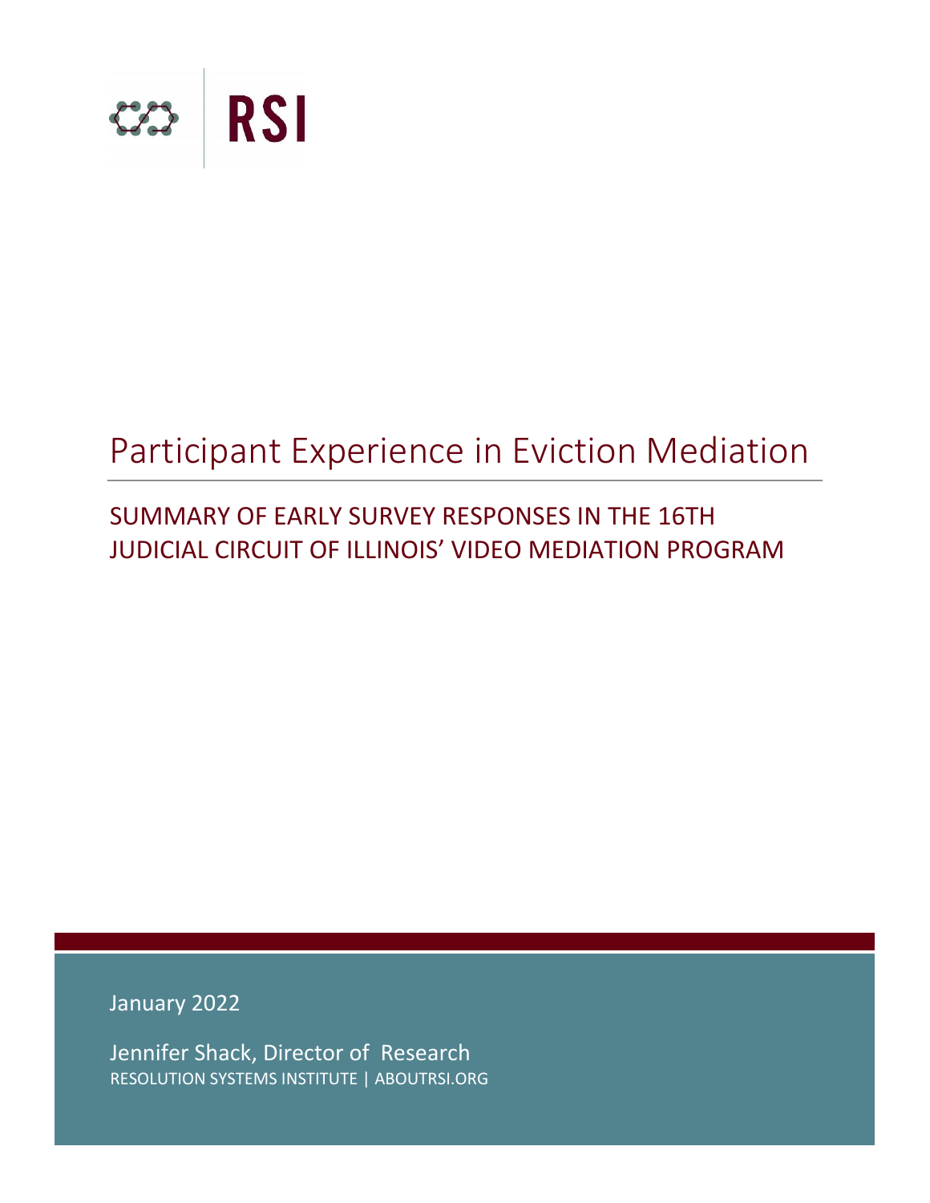RSI

# Participant Experience in Eviction Mediation

## SUMMARY OF EARLY SURVEY RESPONSES IN THE 16TH JUDICIAL CIRCUIT OF ILLINOIS' VIDEO MEDIATION PROGRAM

January 2022

Jennifer Shack, Director of Research
RESOLUTION SYSTEMS INSTITUTE | ABOUTRSI.ORG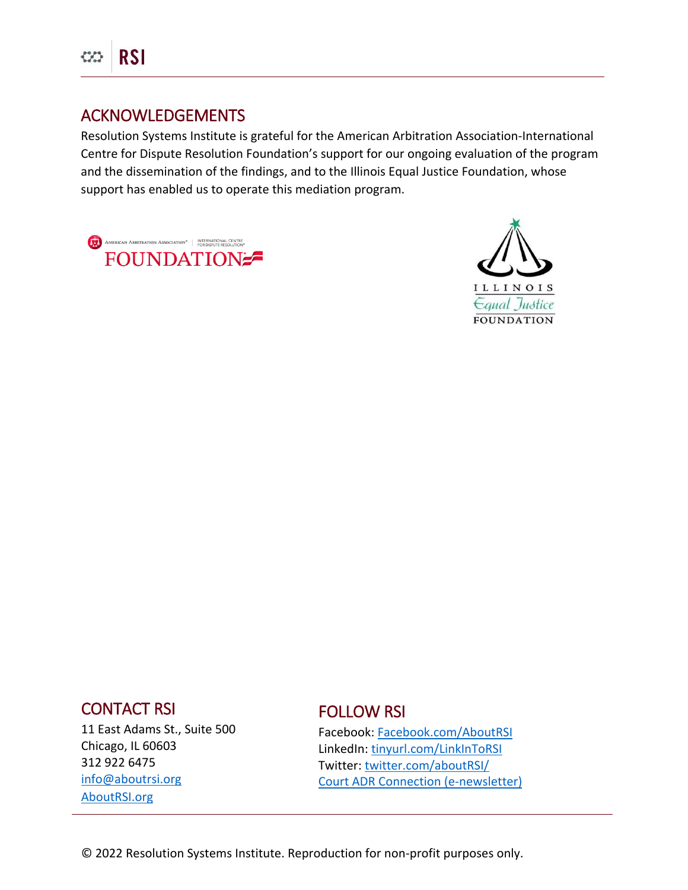## ACKNOWLEDGEMENTS

Resolution Systems Institute is grateful for the American Arbitration Association-International Centre for Dispute Resolution Foundation's support for our ongoing evaluation of the program and the dissemination of the findings, and to the Illinois Equal Justice Foundation, whose support has enabled us to operate this mediation program.

## CONTACT RSI

11 East Adams St., Suite 500
Chicago, IL 60603
312 922 6475
info@aboutrsi.org
AboutRSI.org

## FOLLOW RSI

Facebook: Facebook.com/AboutRSI
LinkedIn: tinyurl.com/LinkInToRSI
Twitter: twitter.com/aboutRSI/
Court ADR Connection (e-newsletter)

© 2022 Resolution Systems Institute. Reproduction for non-profit purposes only.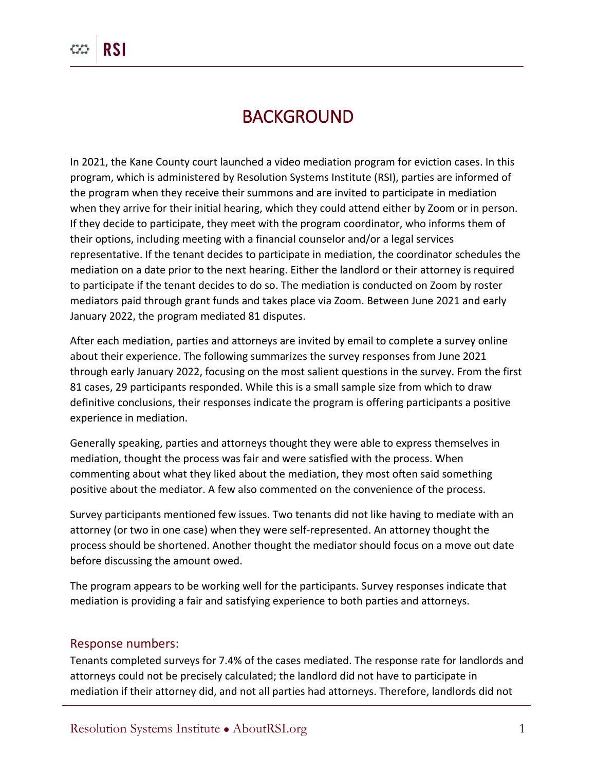# BACKGROUND

In 2021, the Kane County court launched a video mediation program for eviction cases. In this program, which is administered by Resolution Systems Institute (RSI), parties are informed of the program when they receive their summons and are invited to participate in mediation when they arrive for their initial hearing, which they could attend either by Zoom or in person. If they decide to participate, they meet with the program coordinator, who informs them of their options, including meeting with a financial counselor and/or a legal services representative. If the tenant decides to participate in mediation, the coordinator schedules the mediation on a date prior to the next hearing. Either the landlord or their attorney is required to participate if the tenant decides to do so. The mediation is conducted on Zoom by roster mediators paid through grant funds and takes place via Zoom. Between June 2021 and early January 2022, the program mediated 81 disputes.

After each mediation, parties and attorneys are invited by email to complete a survey online about their experience. The following summarizes the survey responses from June 2021 through early January 2022, focusing on the most salient questions in the survey. From the first 81 cases, 29 participants responded. While this is a small sample size from which to draw definitive conclusions, their responses indicate the program is offering participants a positive experience in mediation.

Generally speaking, parties and attorneys thought they were able to express themselves in mediation, thought the process was fair and were satisfied with the process. When commenting about what they liked about the mediation, they most often said something positive about the mediator. A few also commented on the convenience of the process.

Survey participants mentioned few issues. Two tenants did not like having to mediate with an attorney (or two in one case) when they were self-represented. An attorney thought the process should be shortened. Another thought the mediator should focus on a move out date before discussing the amount owed.

The program appears to be working well for the participants. Survey responses indicate that mediation is providing a fair and satisfying experience to both parties and attorneys.

## Response numbers:

Tenants completed surveys for 7.4% of the cases mediated. The response rate for landlords and attorneys could not be precisely calculated; the landlord did not have to participate in mediation if their attorney did, and not all parties had attorneys. Therefore, landlords did not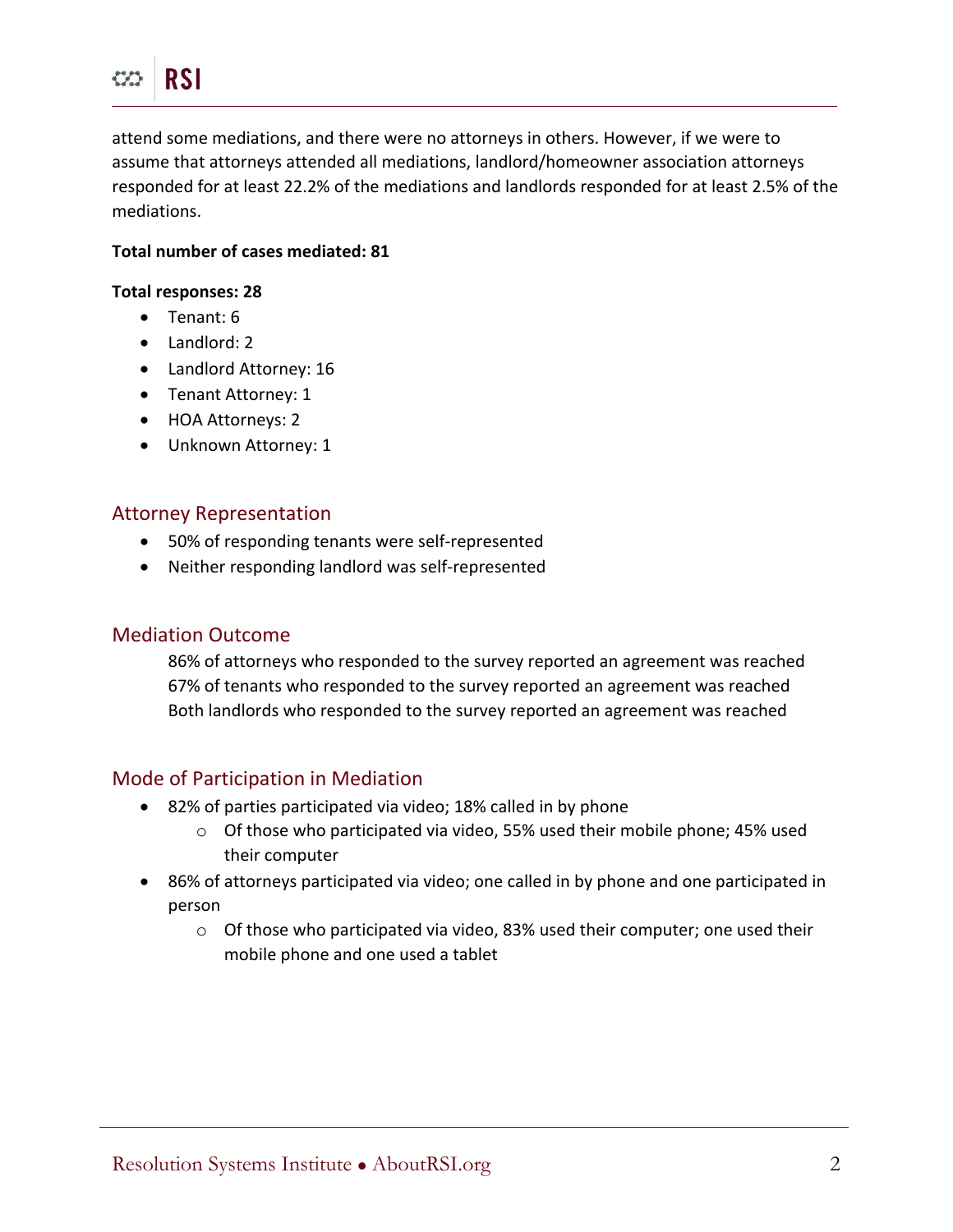attend some mediations, and there were no attorneys in others. However, if we were to assume that attorneys attended all mediations, landlord/homeowner association attorneys responded for at least 22.2% of the mediations and landlords responded for at least 2.5% of the mediations.

**Total number of cases mediated: 81**

**Total responses: 28**

- Tenant: 6
- Landlord: 2
- Landlord Attorney: 16
- Tenant Attorney: 1
- HOA Attorneys: 2
- Unknown Attorney: 1

## Attorney Representation

- 50% of responding tenants were self-represented
- Neither responding landlord was self-represented

## Mediation Outcome

86% of attorneys who responded to the survey reported an agreement was reached
67% of tenants who responded to the survey reported an agreement was reached
Both landlords who responded to the survey reported an agreement was reached

## Mode of Participation in Mediation

- 82% of parties participated via video; 18% called in by phone
  - Of those who participated via video, 55% used their mobile phone; 45% used their computer
- 86% of attorneys participated via video; one called in by phone and one participated in person
  - Of those who participated via video, 83% used their computer; one used their mobile phone and one used a tablet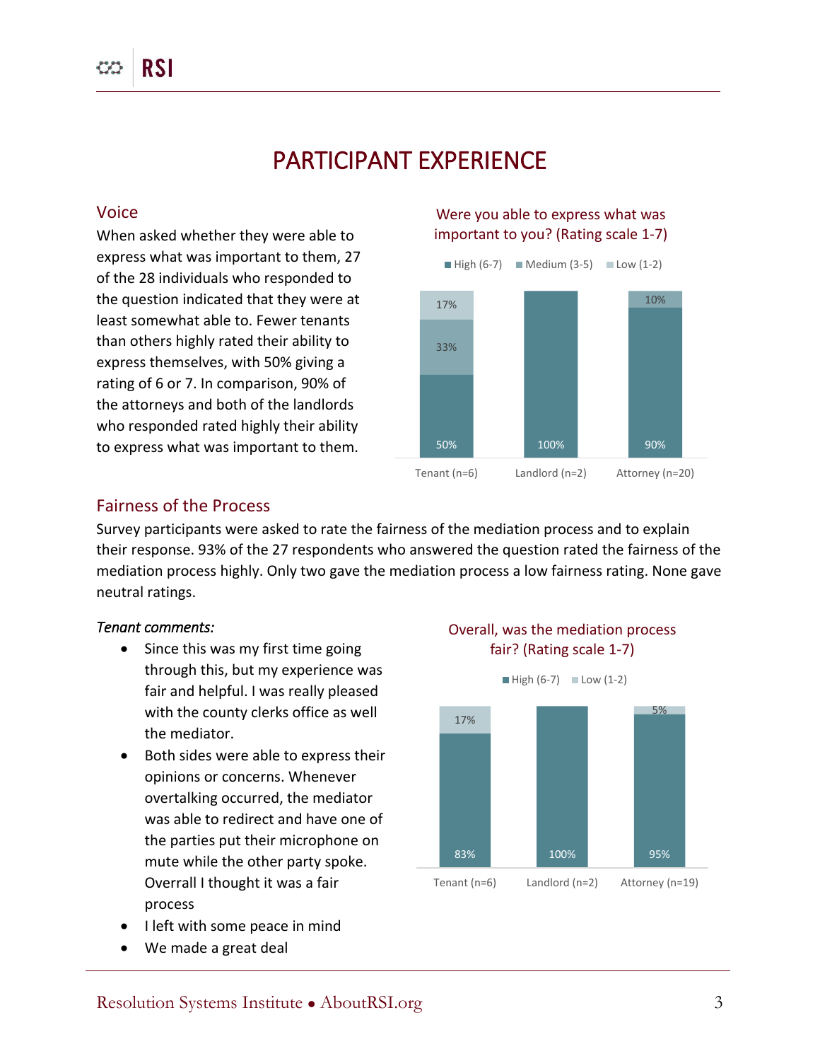# PARTICIPANT EXPERIENCE

## Voice

When asked whether they were able to express what was important to them, 27 of the 28 individuals who responded to the question indicated that they were at least somewhat able to. Fewer tenants than others highly rated their ability to express themselves, with 50% giving a rating of 6 or 7. In comparison, 90% of the attorneys and both of the landlords who responded rated highly their ability to express what was important to them.

**Were you able to express what was important to you? (Rating scale 1-7)**

| | High (6-7) | Medium (3-5) | Low (1-2) |
|---|---|---|---|
| Tenant (n=6) | 50% | 33% | 17% |
| Landlord (n=2) | 100% | | |
| Attorney (n=20) | 90% | 10% | |

## Fairness of the Process

Survey participants were asked to rate the fairness of the mediation process and to explain their response. 93% of the 27 respondents who answered the question rated the fairness of the mediation process highly. Only two gave the mediation process a low fairness rating. None gave neutral ratings.

*Tenant comments:*

- Since this was my first time going through this, but my experience was fair and helpful. I was really pleased with the county clerks office as well the mediator.
- Both sides were able to express their opinions or concerns. Whenever overtalking occurred, the mediator was able to redirect and have one of the parties put their microphone on mute while the other party spoke. Overrall I thought it was a fair process
- I left with some peace in mind
- We made a great deal

**Overall, was the mediation process fair? (Rating scale 1-7)**

| | High (6-7) | Low (1-2) |
|---|---|---|
| Tenant (n=6) | 83% | 17% |
| Landlord (n=2) | 100% | |
| Attorney (n=19) | 95% | 5% |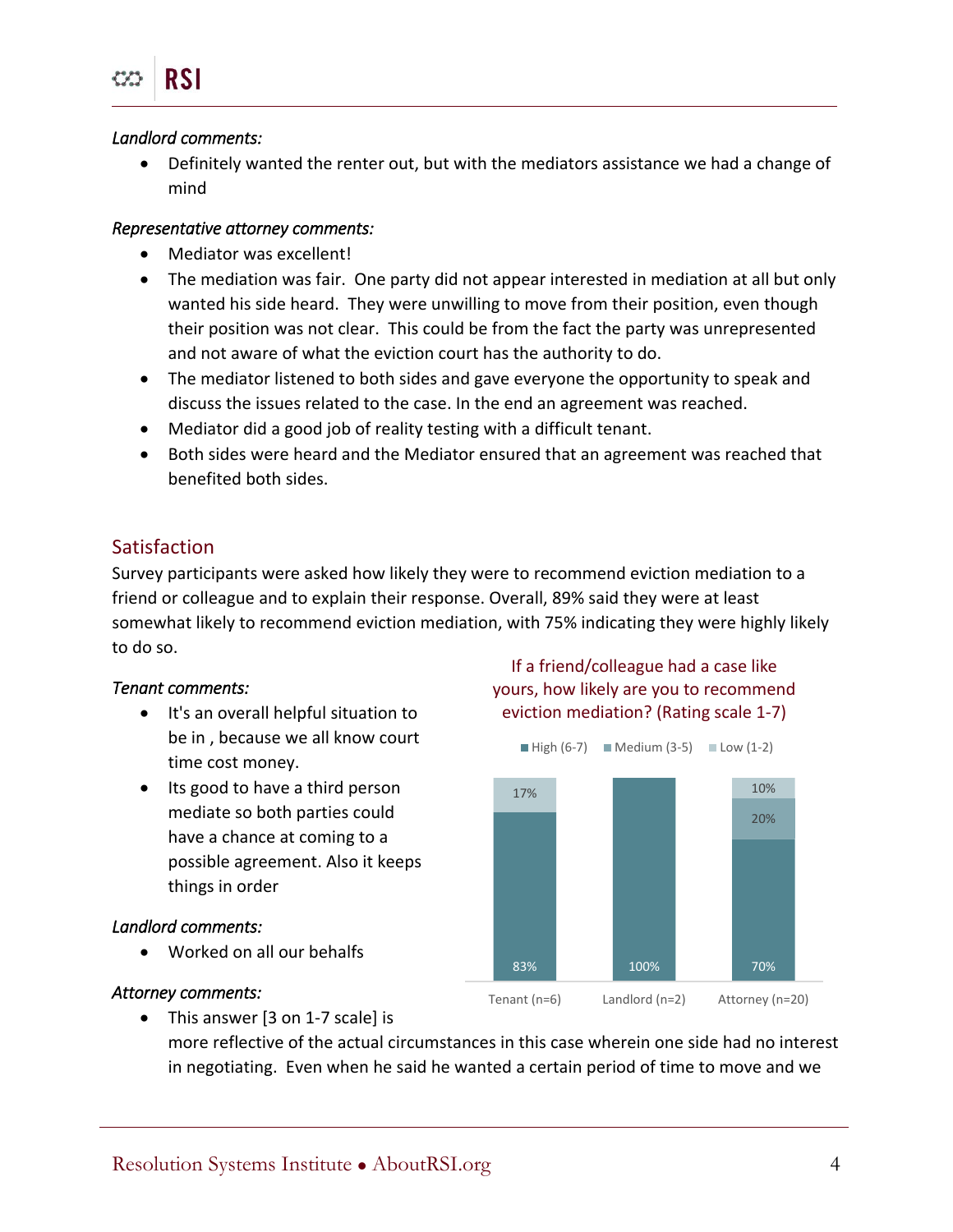*Landlord comments:*

- Definitely wanted the renter out, but with the mediators assistance we had a change of mind

*Representative attorney comments:*

- Mediator was excellent!
- The mediation was fair. One party did not appear interested in mediation at all but only wanted his side heard. They were unwilling to move from their position, even though their position was not clear. This could be from the fact the party was unrepresented and not aware of what the eviction court has the authority to do.
- The mediator listened to both sides and gave everyone the opportunity to speak and discuss the issues related to the case. In the end an agreement was reached.
- Mediator did a good job of reality testing with a difficult tenant.
- Both sides were heard and the Mediator ensured that an agreement was reached that benefited both sides.

## Satisfaction

Survey participants were asked how likely they were to recommend eviction mediation to a friend or colleague and to explain their response. Overall, 89% said they were at least somewhat likely to recommend eviction mediation, with 75% indicating they were highly likely to do so.

If a friend/colleague had a case like yours, how likely are you to recommend eviction mediation? (Rating scale 1-7)

| | High (6-7) | Medium (3-5) | Low (1-2) |
|---|---|---|---|
| Tenant (n=6) | 83% | | 17% |
| Landlord (n=2) | 100% | | |
| Attorney (n=20) | 70% | 20% | 10% |

*Tenant comments:*

- It's an overall helpful situation to be in , because we all know court time cost money.
- Its good to have a third person mediate so both parties could have a chance at coming to a possible agreement. Also it keeps things in order

*Landlord comments:*

- Worked on all our behalfs

*Attorney comments:*

- This answer [3 on 1-7 scale] is more reflective of the actual circumstances in this case wherein one side had no interest in negotiating. Even when he said he wanted a certain period of time to move and we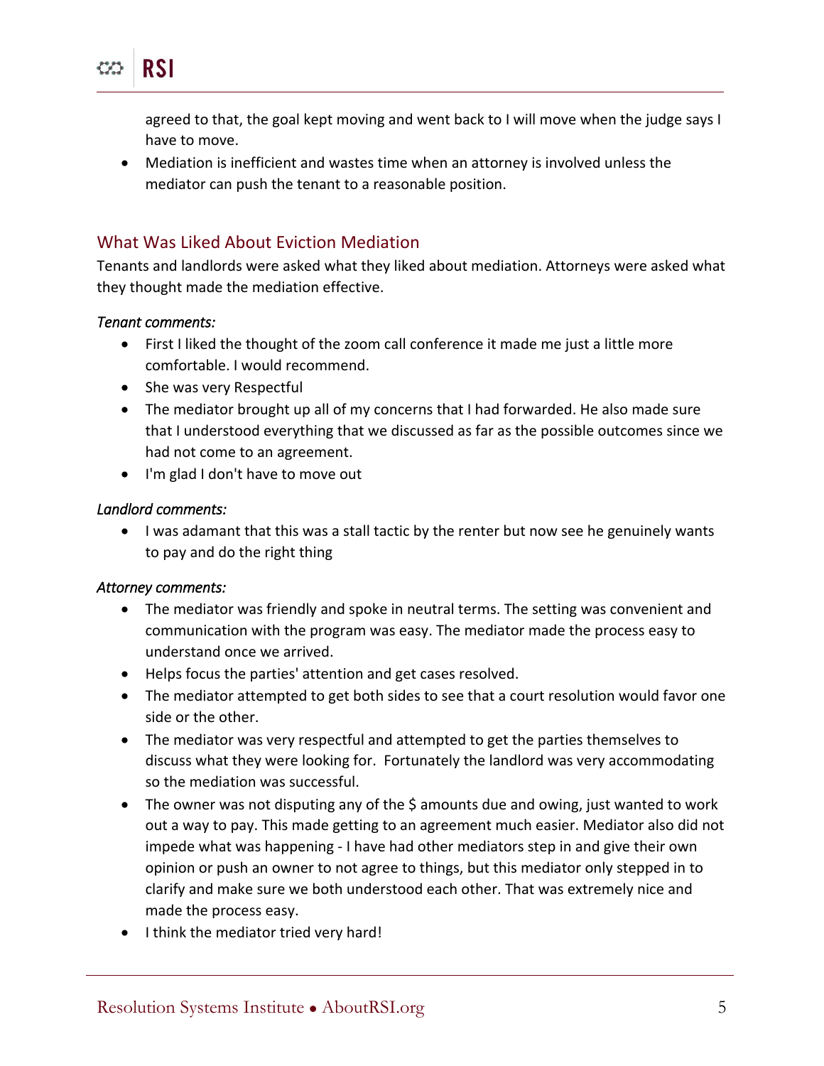agreed to that, the goal kept moving and went back to I will move when the judge says I have to move.

- Mediation is inefficient and wastes time when an attorney is involved unless the mediator can push the tenant to a reasonable position.

## What Was Liked About Eviction Mediation

Tenants and landlords were asked what they liked about mediation. Attorneys were asked what they thought made the mediation effective.

*Tenant comments:*

- First I liked the thought of the zoom call conference it made me just a little more comfortable. I would recommend.
- She was very Respectful
- The mediator brought up all of my concerns that I had forwarded. He also made sure that I understood everything that we discussed as far as the possible outcomes since we had not come to an agreement.
- I'm glad I don't have to move out

*Landlord comments:*

- I was adamant that this was a stall tactic by the renter but now see he genuinely wants to pay and do the right thing

*Attorney comments:*

- The mediator was friendly and spoke in neutral terms. The setting was convenient and communication with the program was easy. The mediator made the process easy to understand once we arrived.
- Helps focus the parties' attention and get cases resolved.
- The mediator attempted to get both sides to see that a court resolution would favor one side or the other.
- The mediator was very respectful and attempted to get the parties themselves to discuss what they were looking for. Fortunately the landlord was very accommodating so the mediation was successful.
- The owner was not disputing any of the $ amounts due and owing, just wanted to work out a way to pay. This made getting to an agreement much easier. Mediator also did not impede what was happening - I have had other mediators step in and give their own opinion or push an owner to not agree to things, but this mediator only stepped in to clarify and make sure we both understood each other. That was extremely nice and made the process easy.
- I think the mediator tried very hard!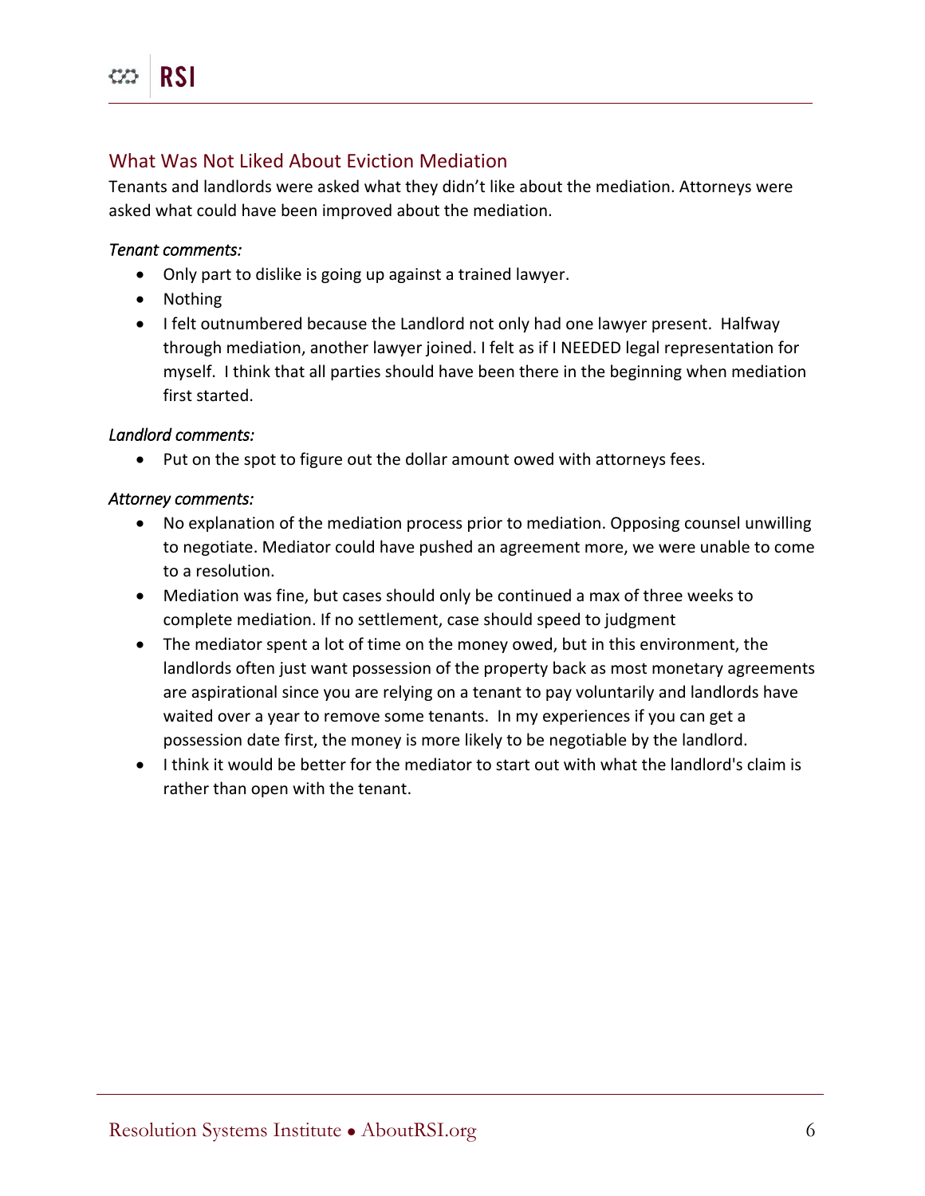## What Was Not Liked About Eviction Mediation

Tenants and landlords were asked what they didn't like about the mediation. Attorneys were asked what could have been improved about the mediation.

*Tenant comments:*

- Only part to dislike is going up against a trained lawyer.
- Nothing
- I felt outnumbered because the Landlord not only had one lawyer present. Halfway through mediation, another lawyer joined. I felt as if I NEEDED legal representation for myself. I think that all parties should have been there in the beginning when mediation first started.

*Landlord comments:*

- Put on the spot to figure out the dollar amount owed with attorneys fees.

*Attorney comments:*

- No explanation of the mediation process prior to mediation. Opposing counsel unwilling to negotiate. Mediator could have pushed an agreement more, we were unable to come to a resolution.
- Mediation was fine, but cases should only be continued a max of three weeks to complete mediation. If no settlement, case should speed to judgment
- The mediator spent a lot of time on the money owed, but in this environment, the landlords often just want possession of the property back as most monetary agreements are aspirational since you are relying on a tenant to pay voluntarily and landlords have waited over a year to remove some tenants. In my experiences if you can get a possession date first, the money is more likely to be negotiable by the landlord.
- I think it would be better for the mediator to start out with what the landlord's claim is rather than open with the tenant.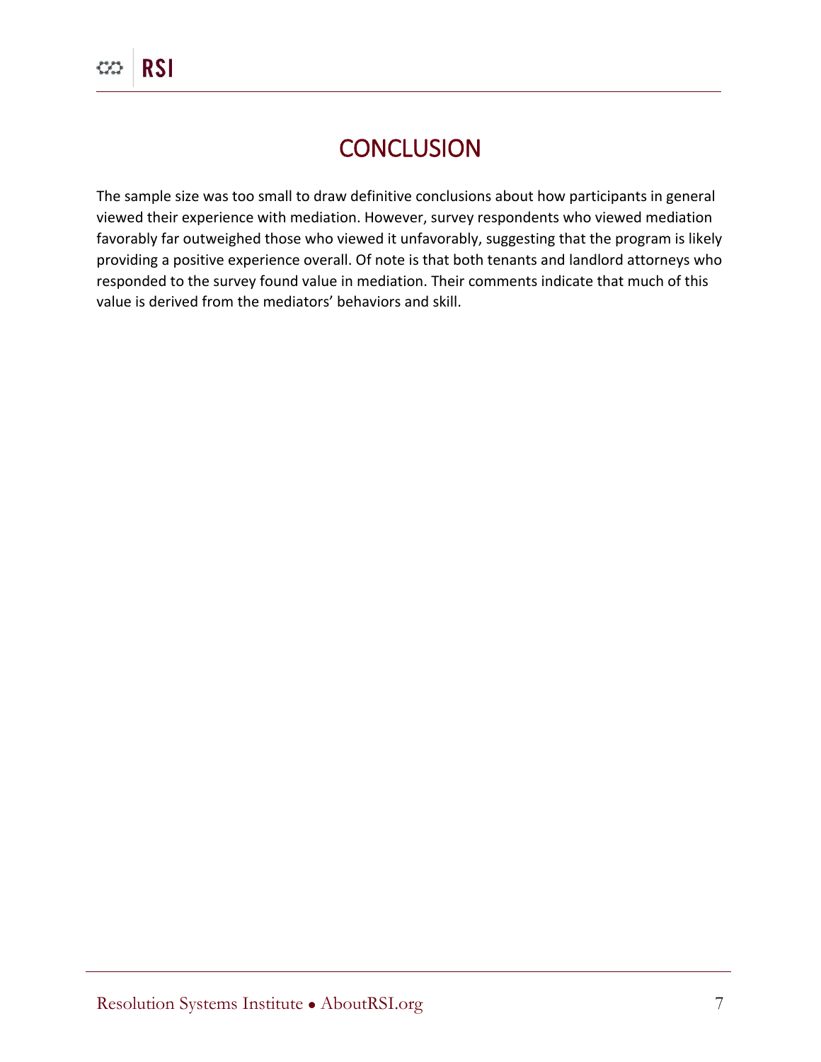# CONCLUSION

The sample size was too small to draw definitive conclusions about how participants in general viewed their experience with mediation. However, survey respondents who viewed mediation favorably far outweighed those who viewed it unfavorably, suggesting that the program is likely providing a positive experience overall. Of note is that both tenants and landlord attorneys who responded to the survey found value in mediation. Their comments indicate that much of this value is derived from the mediators' behaviors and skill.